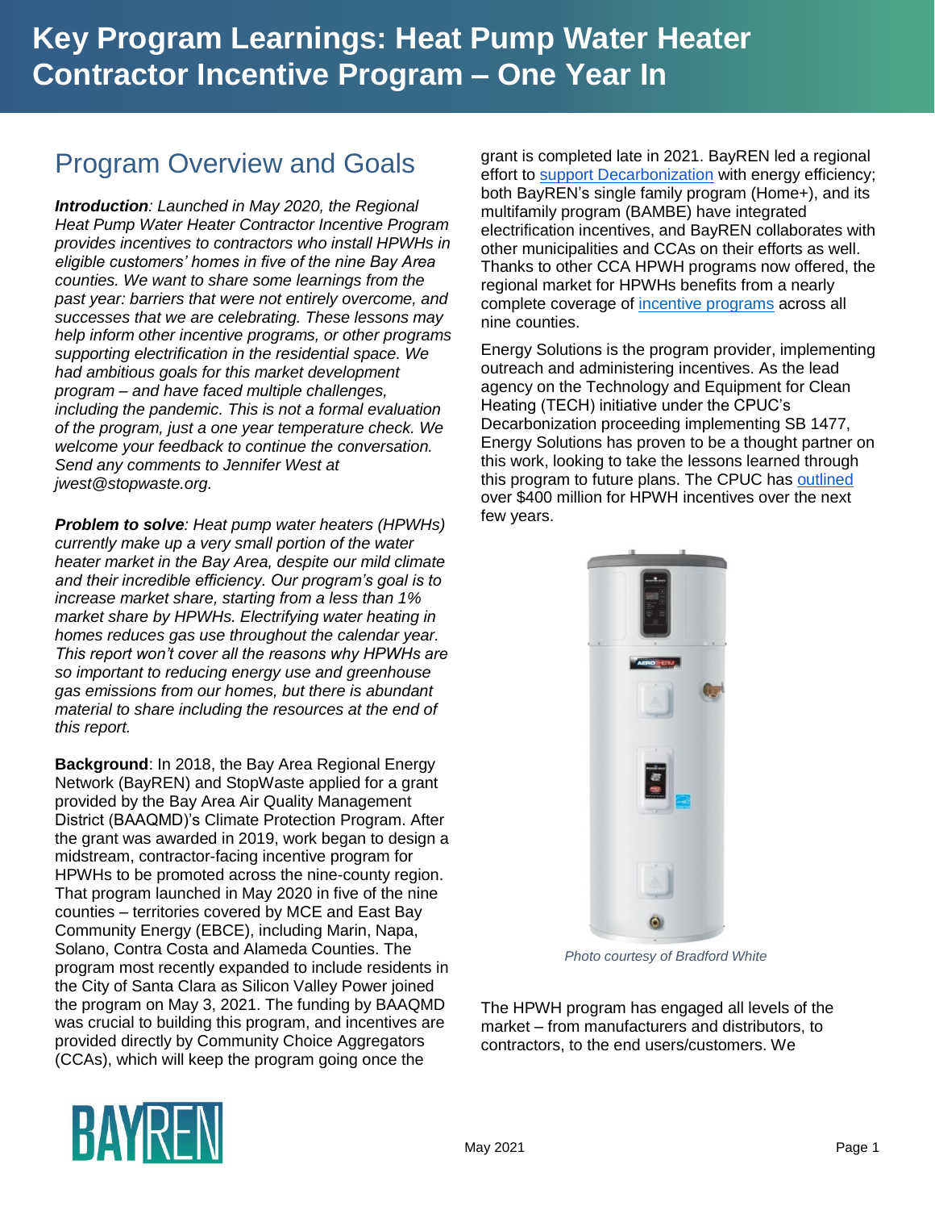# Key Program Learnings: Heat Pump Water Heater Contractor Incentive Program – One Year In

## Program Overview and Goals

***Introduction**: Launched in May 2020, the Regional Heat Pump Water Heater Contractor Incentive Program provides incentives to contractors who install HPWHs in eligible customers' homes in five of the nine Bay Area counties. We want to share some learnings from the past year: barriers that were not entirely overcome, and successes that we are celebrating. These lessons may help inform other incentive programs, or other programs supporting electrification in the residential space. We had ambitious goals for this market development program – and have faced multiple challenges, including the pandemic. This is not a formal evaluation of the program, just a one year temperature check. We welcome your feedback to continue the conversation. Send any comments to Jennifer West at jwest@stopwaste.org.*

***Problem to solve**: Heat pump water heaters (HPWHs) currently make up a very small portion of the water heater market in the Bay Area, despite our mild climate and their incredible efficiency. Our program's goal is to increase market share, starting from a less than 1% market share by HPWHs. Electrifying water heating in homes reduces gas use throughout the calendar year. This report won't cover all the reasons why HPWHs are so important to reducing energy use and greenhouse gas emissions from our homes, but there is abundant material to share including the resources at the end of this report.*

**Background**: In 2018, the Bay Area Regional Energy Network (BayREN) and StopWaste applied for a grant provided by the Bay Area Air Quality Management District (BAAQMD)'s Climate Protection Program. After the grant was awarded in 2019, work began to design a midstream, contractor-facing incentive program for HPWHs to be promoted across the nine-county region. That program launched in May 2020 in five of the nine counties – territories covered by MCE and East Bay Community Energy (EBCE), including Marin, Napa, Solano, Contra Costa and Alameda Counties. The program most recently expanded to include residents in the City of Santa Clara as Silicon Valley Power joined the program on May 3, 2021. The funding by BAAQMD was crucial to building this program, and incentives are provided directly by Community Choice Aggregators (CCAs), which will keep the program going once the grant is completed late in 2021. BayREN led a regional effort to support Decarbonization with energy efficiency; both BayREN's single family program (Home+), and its multifamily program (BAMBE) have integrated electrification incentives, and BayREN collaborates with other municipalities and CCAs on their efforts as well. Thanks to other CCA HPWH programs now offered, the regional market for HPWHs benefits from a nearly complete coverage of incentive programs across all nine counties.

Energy Solutions is the program provider, implementing outreach and administering incentives. As the lead agency on the Technology and Equipment for Clean Heating (TECH) initiative under the CPUC's Decarbonization proceeding implementing SB 1477, Energy Solutions has proven to be a thought partner on this work, looking to take the lessons learned through this program to future plans. The CPUC has outlined over $400 million for HPWH incentives over the next few years.

*Photo courtesy of Bradford White*

The HPWH program has engaged all levels of the market – from manufacturers and distributors, to contractors, to the end users/customers. We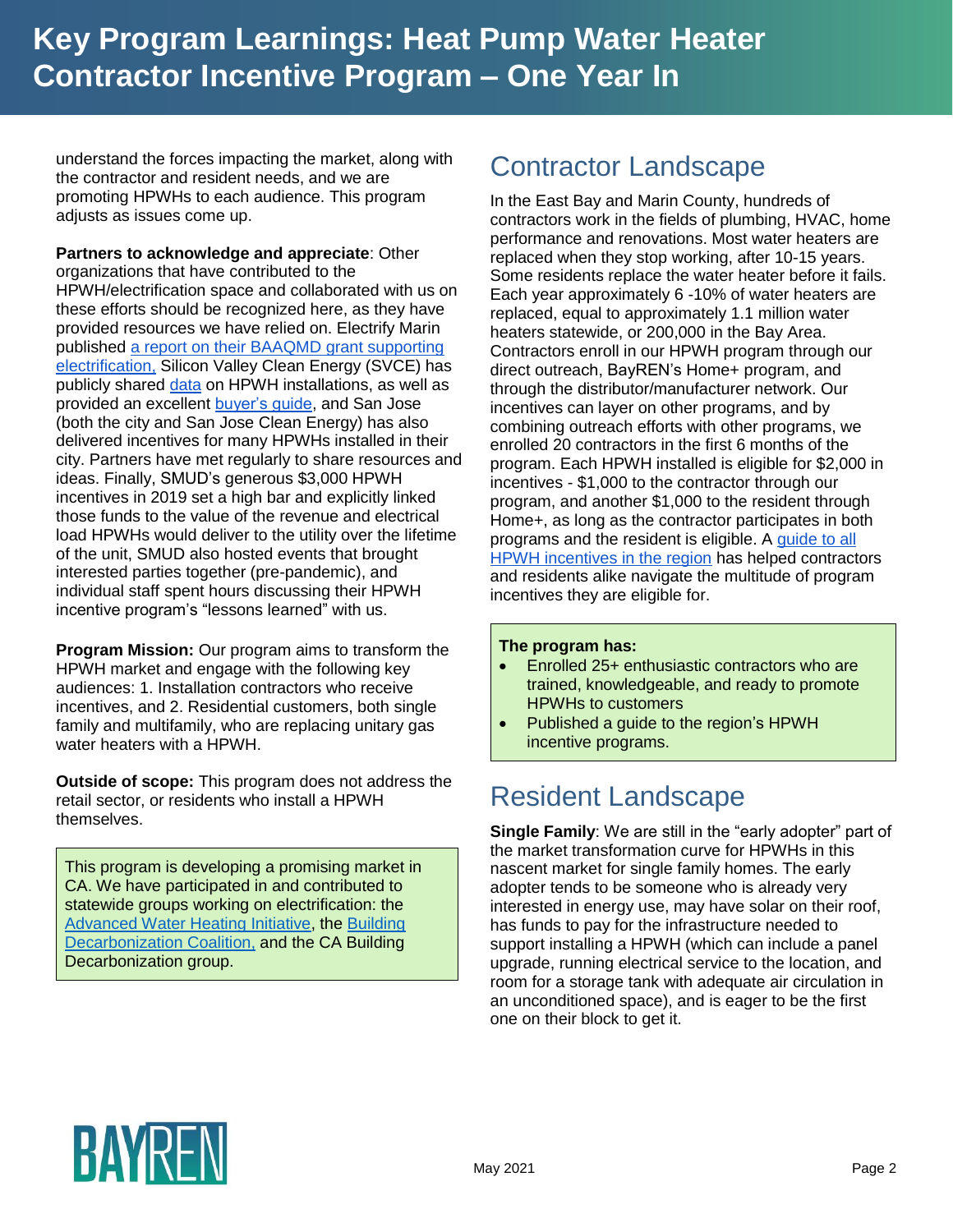understand the forces impacting the market, along with the contractor and resident needs, and we are promoting HPWHs to each audience. This program adjusts as issues come up.

**Partners to acknowledge and appreciate**: Other organizations that have contributed to the HPWH/electrification space and collaborated with us on these efforts should be recognized here, as they have provided resources we have relied on. Electrify Marin published a report on their BAAQMD grant supporting electrification, Silicon Valley Clean Energy (SVCE) has publicly shared data on HPWH installations, as well as provided an excellent buyer's guide, and San Jose (both the city and San Jose Clean Energy) has also delivered incentives for many HPWHs installed in their city. Partners have met regularly to share resources and ideas. Finally, SMUD's generous $3,000 HPWH incentives in 2019 set a high bar and explicitly linked those funds to the value of the revenue and electrical load HPWHs would deliver to the utility over the lifetime of the unit, SMUD also hosted events that brought interested parties together (pre-pandemic), and individual staff spent hours discussing their HPWH incentive program's "lessons learned" with us.

**Program Mission:** Our program aims to transform the HPWH market and engage with the following key audiences: 1. Installation contractors who receive incentives, and 2. Residential customers, both single family and multifamily, who are replacing unitary gas water heaters with a HPWH.

**Outside of scope:** This program does not address the retail sector, or residents who install a HPWH themselves.

> This program is developing a promising market in CA. We have participated in and contributed to statewide groups working on electrification: the Advanced Water Heating Initiative, the Building Decarbonization Coalition, and the CA Building Decarbonization group.

## Contractor Landscape

In the East Bay and Marin County, hundreds of contractors work in the fields of plumbing, HVAC, home performance and renovations. Most water heaters are replaced when they stop working, after 10-15 years. Some residents replace the water heater before it fails. Each year approximately 6 -10% of water heaters are replaced, equal to approximately 1.1 million water heaters statewide, or 200,000 in the Bay Area. Contractors enroll in our HPWH program through our direct outreach, BayREN's Home+ program, and through the distributor/manufacturer network. Our incentives can layer on other programs, and by combining outreach efforts with other programs, we enrolled 20 contractors in the first 6 months of the program. Each HPWH installed is eligible for $2,000 in incentives - $1,000 to the contractor through our program, and another $1,000 to the resident through Home+, as long as the contractor participates in both programs and the resident is eligible. A guide to all HPWH incentives in the region has helped contractors and residents alike navigate the multitude of program incentives they are eligible for.

> **The program has:**
> - Enrolled 25+ enthusiastic contractors who are trained, knowledgeable, and ready to promote HPWHs to customers
> - Published a guide to the region's HPWH incentive programs.

## Resident Landscape

**Single Family**: We are still in the "early adopter" part of the market transformation curve for HPWHs in this nascent market for single family homes. The early adopter tends to be someone who is already very interested in energy use, may have solar on their roof, has funds to pay for the infrastructure needed to support installing a HPWH (which can include a panel upgrade, running electrical service to the location, and room for a storage tank with adequate air circulation in an unconditioned space), and is eager to be the first one on their block to get it.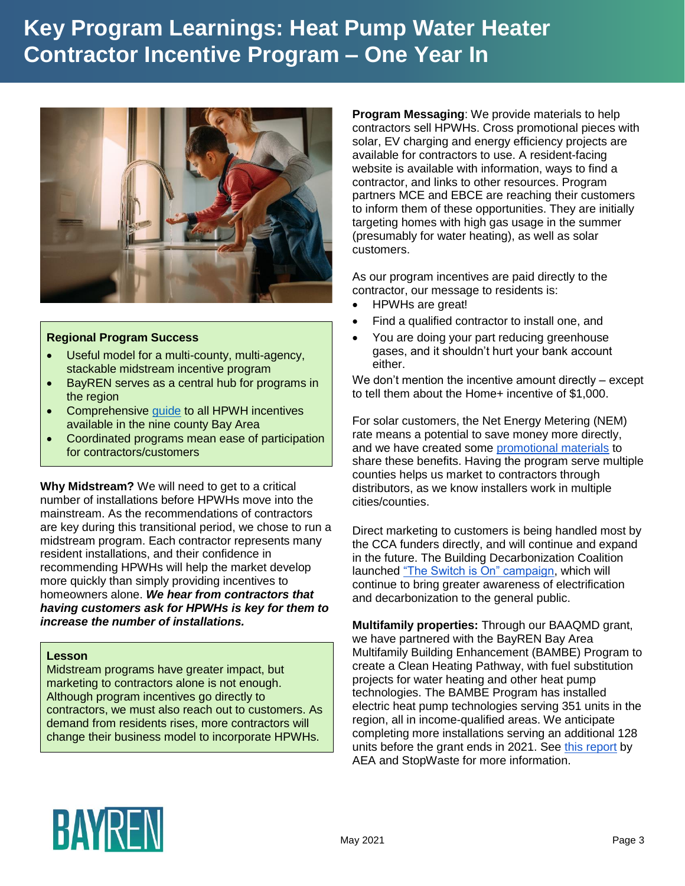# Key Program Learnings: Heat Pump Water Heater Contractor Incentive Program – One Year In

**Regional Program Success**

- Useful model for a multi-county, multi-agency, stackable midstream incentive program
- BayREN serves as a central hub for programs in the region
- Comprehensive guide to all HPWH incentives available in the nine county Bay Area
- Coordinated programs mean ease of participation for contractors/customers

**Why Midstream?** We will need to get to a critical number of installations before HPWHs move into the mainstream. As the recommendations of contractors are key during this transitional period, we chose to run a midstream program. Each contractor represents many resident installations, and their confidence in recommending HPWHs will help the market develop more quickly than simply providing incentives to homeowners alone. ***We hear from contractors that having customers ask for HPWHs is key for them to increase the number of installations.***

**Lesson**

Midstream programs have greater impact, but marketing to contractors alone is not enough. Although program incentives go directly to contractors, we must also reach out to customers. As demand from residents rises, more contractors will change their business model to incorporate HPWHs.

**Program Messaging**: We provide materials to help contractors sell HPWHs. Cross promotional pieces with solar, EV charging and energy efficiency projects are available for contractors to use. A resident-facing website is available with information, ways to find a contractor, and links to other resources. Program partners MCE and EBCE are reaching their customers to inform them of these opportunities. They are initially targeting homes with high gas usage in the summer (presumably for water heating), as well as solar customers.

As our program incentives are paid directly to the contractor, our message to residents is:

- HPWHs are great!
- Find a qualified contractor to install one, and
- You are doing your part reducing greenhouse gases, and it shouldn't hurt your bank account either.

We don't mention the incentive amount directly – except to tell them about the Home+ incentive of $1,000.

For solar customers, the Net Energy Metering (NEM) rate means a potential to save money more directly, and we have created some promotional materials to share these benefits. Having the program serve multiple counties helps us market to contractors through distributors, as we know installers work in multiple cities/counties.

Direct marketing to customers is being handled most by the CCA funders directly, and will continue and expand in the future. The Building Decarbonization Coalition launched "The Switch is On" campaign, which will continue to bring greater awareness of electrification and decarbonization to the general public.

**Multifamily properties:** Through our BAAQMD grant, we have partnered with the BayREN Bay Area Multifamily Building Enhancement (BAMBE) Program to create a Clean Heating Pathway, with fuel substitution projects for water heating and other heat pump technologies. The BAMBE Program has installed electric heat pump technologies serving 351 units in the region, all in income-qualified areas. We anticipate completing more installations serving an additional 128 units before the grant ends in 2021. See this report by AEA and StopWaste for more information.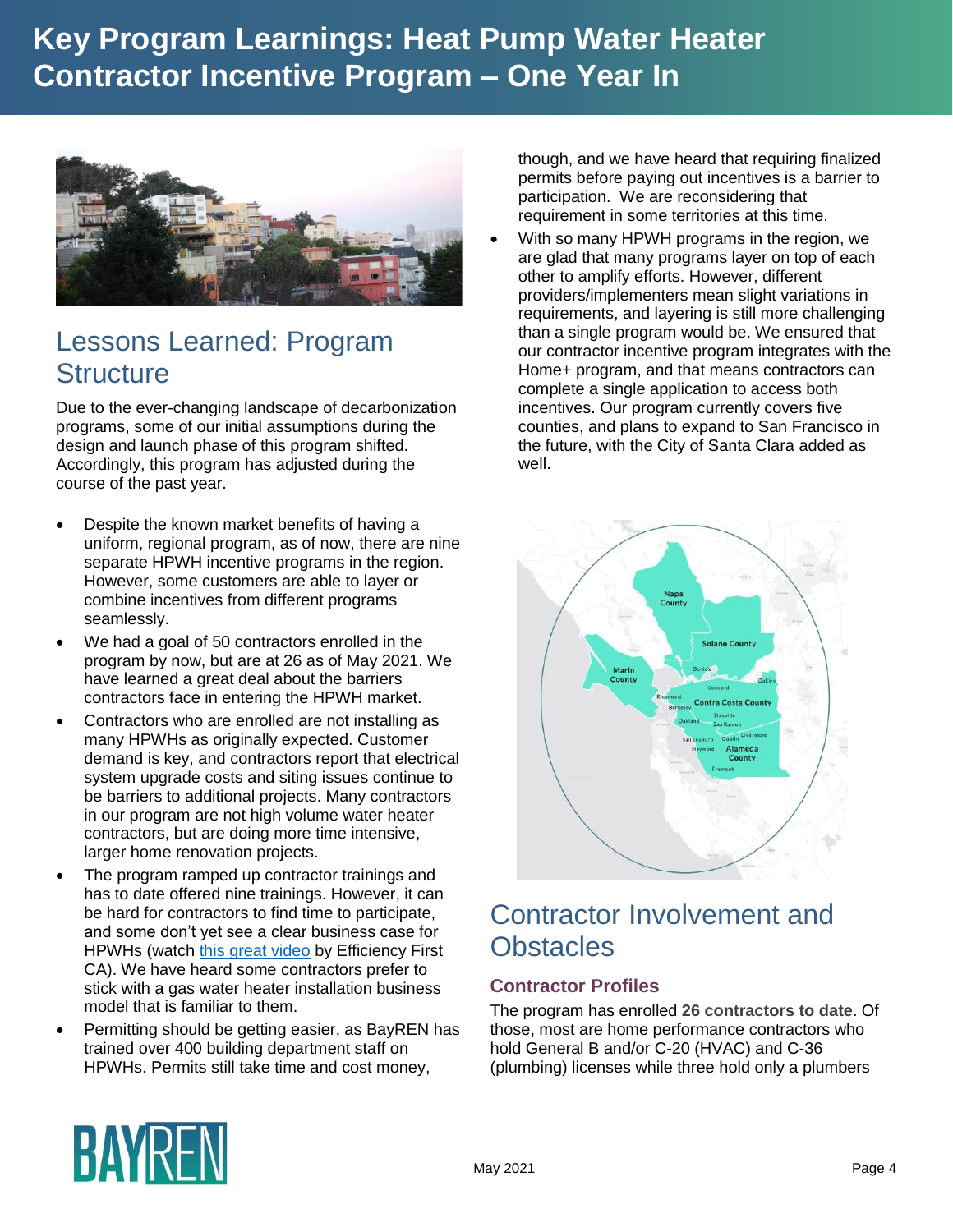# Key Program Learnings: Heat Pump Water Heater Contractor Incentive Program – One Year In

## Lessons Learned: Program Structure

Due to the ever-changing landscape of decarbonization programs, some of our initial assumptions during the design and launch phase of this program shifted. Accordingly, this program has adjusted during the course of the past year.

- Despite the known market benefits of having a uniform, regional program, as of now, there are nine separate HPWH incentive programs in the region. However, some customers are able to layer or combine incentives from different programs seamlessly.
- We had a goal of 50 contractors enrolled in the program by now, but are at 26 as of May 2021. We have learned a great deal about the barriers contractors face in entering the HPWH market.
- Contractors who are enrolled are not installing as many HPWHs as originally expected. Customer demand is key, and contractors report that electrical system upgrade costs and siting issues continue to be barriers to additional projects. Many contractors in our program are not high volume water heater contractors, but are doing more time intensive, larger home renovation projects.
- The program ramped up contractor trainings and has to date offered nine trainings. However, it can be hard for contractors to find time to participate, and some don't yet see a clear business case for HPWHs (watch [this great video](#) by Efficiency First CA). We have heard some contractors prefer to stick with a gas water heater installation business model that is familiar to them.
- Permitting should be getting easier, as BayREN has trained over 400 building department staff on HPWHs. Permits still take time and cost money, though, and we have heard that requiring finalized permits before paying out incentives is a barrier to participation. We are reconsidering that requirement in some territories at this time.
- With so many HPWH programs in the region, we are glad that many programs layer on top of each other to amplify efforts. However, different providers/implementers mean slight variations in requirements, and layering is still more challenging than a single program would be. We ensured that our contractor incentive program integrates with the Home+ program, and that means contractors can complete a single application to access both incentives. Our program currently covers five counties, and plans to expand to San Francisco in the future, with the City of Santa Clara added as well.

## Contractor Involvement and Obstacles

### Contractor Profiles

The program has enrolled **26 contractors to date**. Of those, most are home performance contractors who hold General B and/or C-20 (HVAC) and C-36 (plumbing) licenses while three hold only a plumbers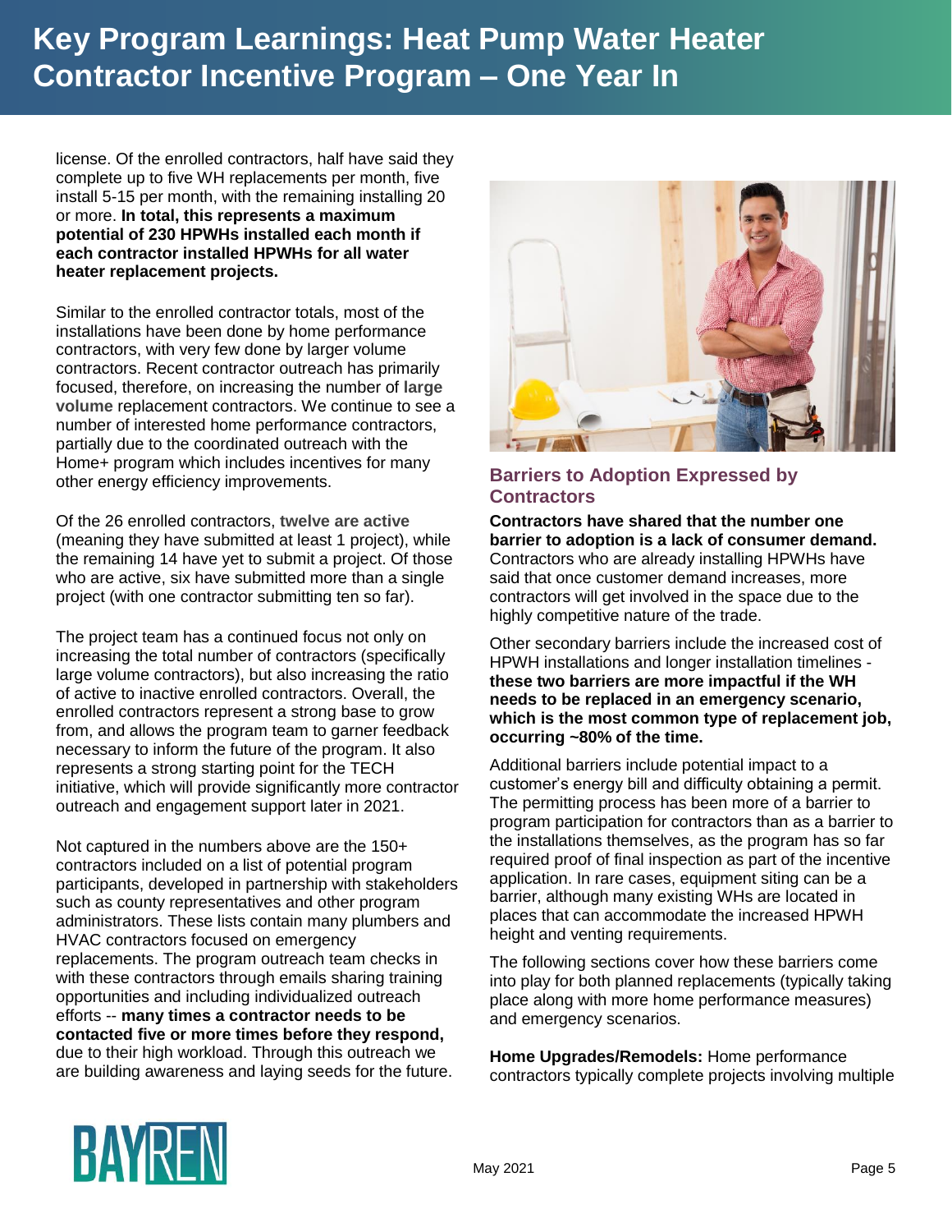license. Of the enrolled contractors, half have said they complete up to five WH replacements per month, five install 5-15 per month, with the remaining installing 20 or more. **In total, this represents a maximum potential of 230 HPWHs installed each month if each contractor installed HPWHs for all water heater replacement projects.**

Similar to the enrolled contractor totals, most of the installations have been done by home performance contractors, with very few done by larger volume contractors. Recent contractor outreach has primarily focused, therefore, on increasing the number of **large volume** replacement contractors. We continue to see a number of interested home performance contractors, partially due to the coordinated outreach with the Home+ program which includes incentives for many other energy efficiency improvements.

Of the 26 enrolled contractors, **twelve are active** (meaning they have submitted at least 1 project), while the remaining 14 have yet to submit a project. Of those who are active, six have submitted more than a single project (with one contractor submitting ten so far).

The project team has a continued focus not only on increasing the total number of contractors (specifically large volume contractors), but also increasing the ratio of active to inactive enrolled contractors. Overall, the enrolled contractors represent a strong base to grow from, and allows the program team to garner feedback necessary to inform the future of the program. It also represents a strong starting point for the TECH initiative, which will provide significantly more contractor outreach and engagement support later in 2021.

Not captured in the numbers above are the 150+ contractors included on a list of potential program participants, developed in partnership with stakeholders such as county representatives and other program administrators. These lists contain many plumbers and HVAC contractors focused on emergency replacements. The program outreach team checks in with these contractors through emails sharing training opportunities and including individualized outreach efforts -- **many times a contractor needs to be contacted five or more times before they respond,** due to their high workload. Through this outreach we are building awareness and laying seeds for the future.

## Barriers to Adoption Expressed by Contractors

**Contractors have shared that the number one barrier to adoption is a lack of consumer demand.** Contractors who are already installing HPWHs have said that once customer demand increases, more contractors will get involved in the space due to the highly competitive nature of the trade.

Other secondary barriers include the increased cost of HPWH installations and longer installation timelines - **these two barriers are more impactful if the WH needs to be replaced in an emergency scenario, which is the most common type of replacement job, occurring ~80% of the time.**

Additional barriers include potential impact to a customer's energy bill and difficulty obtaining a permit. The permitting process has been more of a barrier to program participation for contractors than as a barrier to the installations themselves, as the program has so far required proof of final inspection as part of the incentive application. In rare cases, equipment siting can be a barrier, although many existing WHs are located in places that can accommodate the increased HPWH height and venting requirements.

The following sections cover how these barriers come into play for both planned replacements (typically taking place along with more home performance measures) and emergency scenarios.

**Home Upgrades/Remodels:** Home performance contractors typically complete projects involving multiple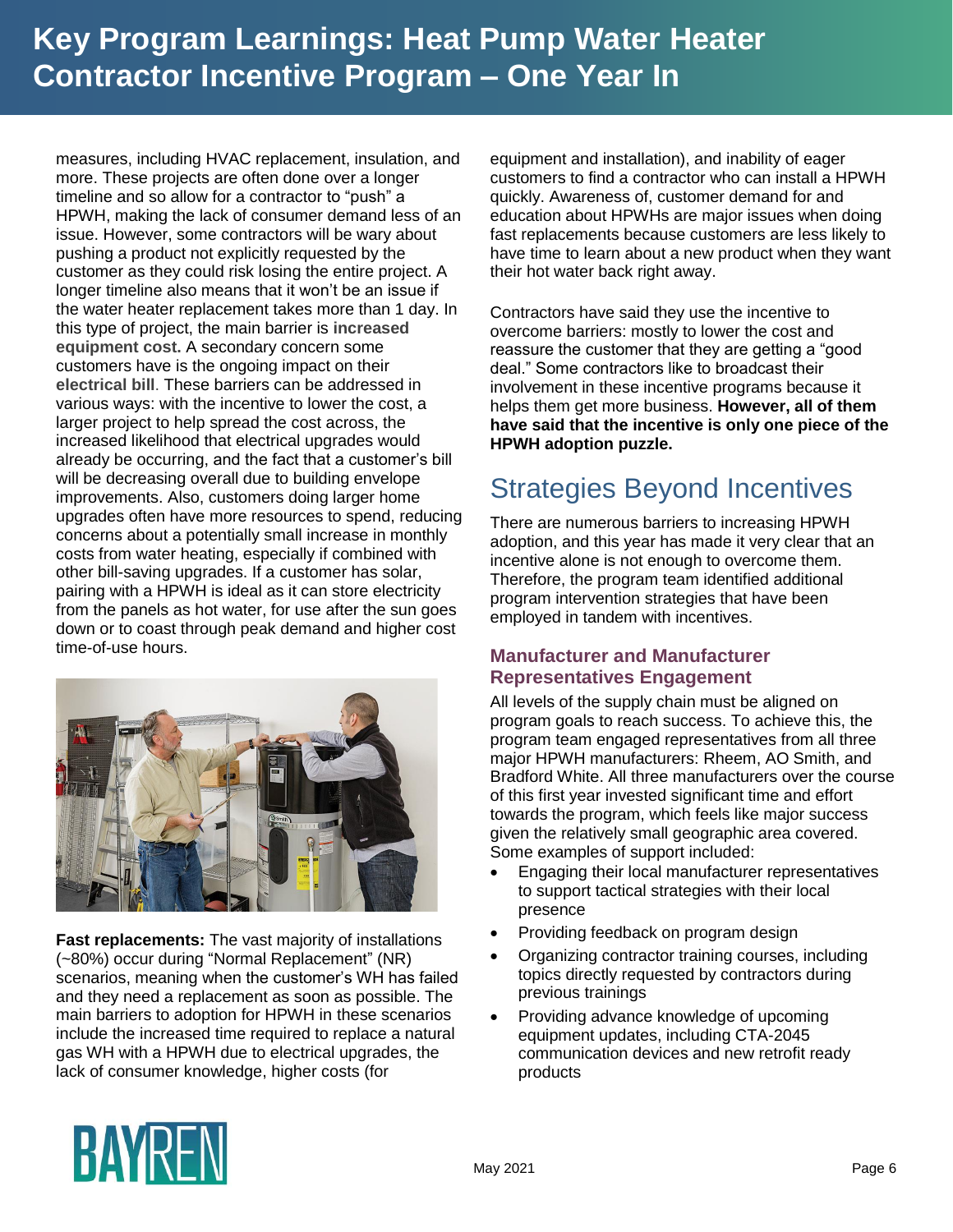# Key Program Learnings: Heat Pump Water Heater Contractor Incentive Program – One Year In

measures, including HVAC replacement, insulation, and more. These projects are often done over a longer timeline and so allow for a contractor to "push" a HPWH, making the lack of consumer demand less of an issue. However, some contractors will be wary about pushing a product not explicitly requested by the customer as they could risk losing the entire project. A longer timeline also means that it won't be an issue if the water heater replacement takes more than 1 day. In this type of project, the main barrier is **increased equipment cost.** A secondary concern some customers have is the ongoing impact on their **electrical bill**. These barriers can be addressed in various ways: with the incentive to lower the cost, a larger project to help spread the cost across, the increased likelihood that electrical upgrades would already be occurring, and the fact that a customer's bill will be decreasing overall due to building envelope improvements. Also, customers doing larger home upgrades often have more resources to spend, reducing concerns about a potentially small increase in monthly costs from water heating, especially if combined with other bill-saving upgrades. If a customer has solar, pairing with a HPWH is ideal as it can store electricity from the panels as hot water, for use after the sun goes down or to coast through peak demand and higher cost time-of-use hours.

**Fast replacements:** The vast majority of installations (~80%) occur during "Normal Replacement" (NR) scenarios, meaning when the customer's WH has failed and they need a replacement as soon as possible. The main barriers to adoption for HPWH in these scenarios include the increased time required to replace a natural gas WH with a HPWH due to electrical upgrades, the lack of consumer knowledge, higher costs (for equipment and installation), and inability of eager customers to find a contractor who can install a HPWH quickly. Awareness of, customer demand for and education about HPWHs are major issues when doing fast replacements because customers are less likely to have time to learn about a new product when they want their hot water back right away.

Contractors have said they use the incentive to overcome barriers: mostly to lower the cost and reassure the customer that they are getting a "good deal." Some contractors like to broadcast their involvement in these incentive programs because it helps them get more business. **However, all of them have said that the incentive is only one piece of the HPWH adoption puzzle.**

## Strategies Beyond Incentives

There are numerous barriers to increasing HPWH adoption, and this year has made it very clear that an incentive alone is not enough to overcome them. Therefore, the program team identified additional program intervention strategies that have been employed in tandem with incentives.

### Manufacturer and Manufacturer Representatives Engagement

All levels of the supply chain must be aligned on program goals to reach success. To achieve this, the program team engaged representatives from all three major HPWH manufacturers: Rheem, AO Smith, and Bradford White. All three manufacturers over the course of this first year invested significant time and effort towards the program, which feels like major success given the relatively small geographic area covered. Some examples of support included:

- Engaging their local manufacturer representatives to support tactical strategies with their local presence
- Providing feedback on program design
- Organizing contractor training courses, including topics directly requested by contractors during previous trainings
- Providing advance knowledge of upcoming equipment updates, including CTA-2045 communication devices and new retrofit ready products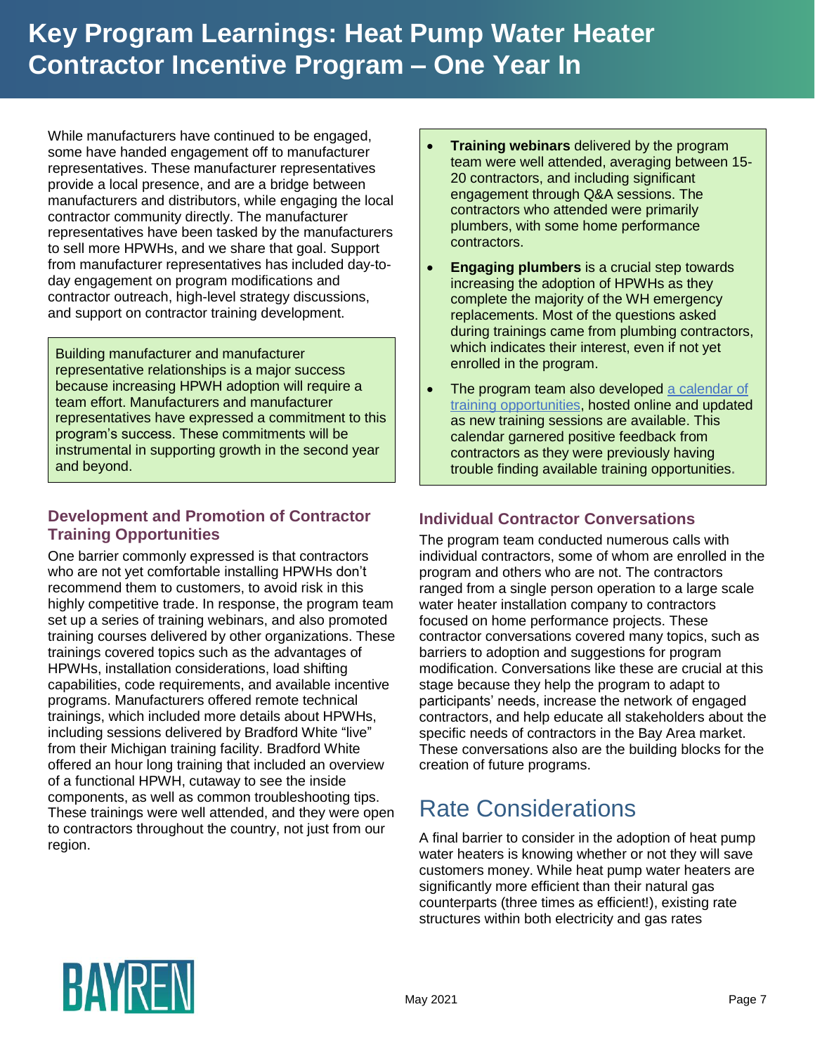# Key Program Learnings: Heat Pump Water Heater Contractor Incentive Program – One Year In

While manufacturers have continued to be engaged, some have handed engagement off to manufacturer representatives. These manufacturer representatives provide a local presence, and are a bridge between manufacturers and distributors, while engaging the local contractor community directly. The manufacturer representatives have been tasked by the manufacturers to sell more HPWHs, and we share that goal. Support from manufacturer representatives has included day-to-day engagement on program modifications and contractor outreach, high-level strategy discussions, and support on contractor training development.

> Building manufacturer and manufacturer representative relationships is a major success because increasing HPWH adoption will require a team effort. Manufacturers and manufacturer representatives have expressed a commitment to this program's success. These commitments will be instrumental in supporting growth in the second year and beyond.

### Development and Promotion of Contractor Training Opportunities

One barrier commonly expressed is that contractors who are not yet comfortable installing HPWHs don't recommend them to customers, to avoid risk in this highly competitive trade. In response, the program team set up a series of training webinars, and also promoted training courses delivered by other organizations. These trainings covered topics such as the advantages of HPWHs, installation considerations, load shifting capabilities, code requirements, and available incentive programs. Manufacturers offered remote technical trainings, which included more details about HPWHs, including sessions delivered by Bradford White "live" from their Michigan training facility. Bradford White offered an hour long training that included an overview of a functional HPWH, cutaway to see the inside components, as well as common troubleshooting tips. These trainings were well attended, and they were open to contractors throughout the country, not just from our region.

> - **Training webinars** delivered by the program team were well attended, averaging between 15-20 contractors, and including significant engagement through Q&A sessions. The contractors who attended were primarily plumbers, with some home performance contractors.
> - **Engaging plumbers** is a crucial step towards increasing the adoption of HPWHs as they complete the majority of the WH emergency replacements. Most of the questions asked during trainings came from plumbing contractors, which indicates their interest, even if not yet enrolled in the program.
> - The program team also developed a calendar of training opportunities, hosted online and updated as new training sessions are available. This calendar garnered positive feedback from contractors as they were previously having trouble finding available training opportunities.

### Individual Contractor Conversations

The program team conducted numerous calls with individual contractors, some of whom are enrolled in the program and others who are not. The contractors ranged from a single person operation to a large scale water heater installation company to contractors focused on home performance projects. These contractor conversations covered many topics, such as barriers to adoption and suggestions for program modification. Conversations like these are crucial at this stage because they help the program to adapt to participants' needs, increase the network of engaged contractors, and help educate all stakeholders about the specific needs of contractors in the Bay Area market. These conversations also are the building blocks for the creation of future programs.

## Rate Considerations

A final barrier to consider in the adoption of heat pump water heaters is knowing whether or not they will save customers money. While heat pump water heaters are significantly more efficient than their natural gas counterparts (three times as efficient!), existing rate structures within both electricity and gas rates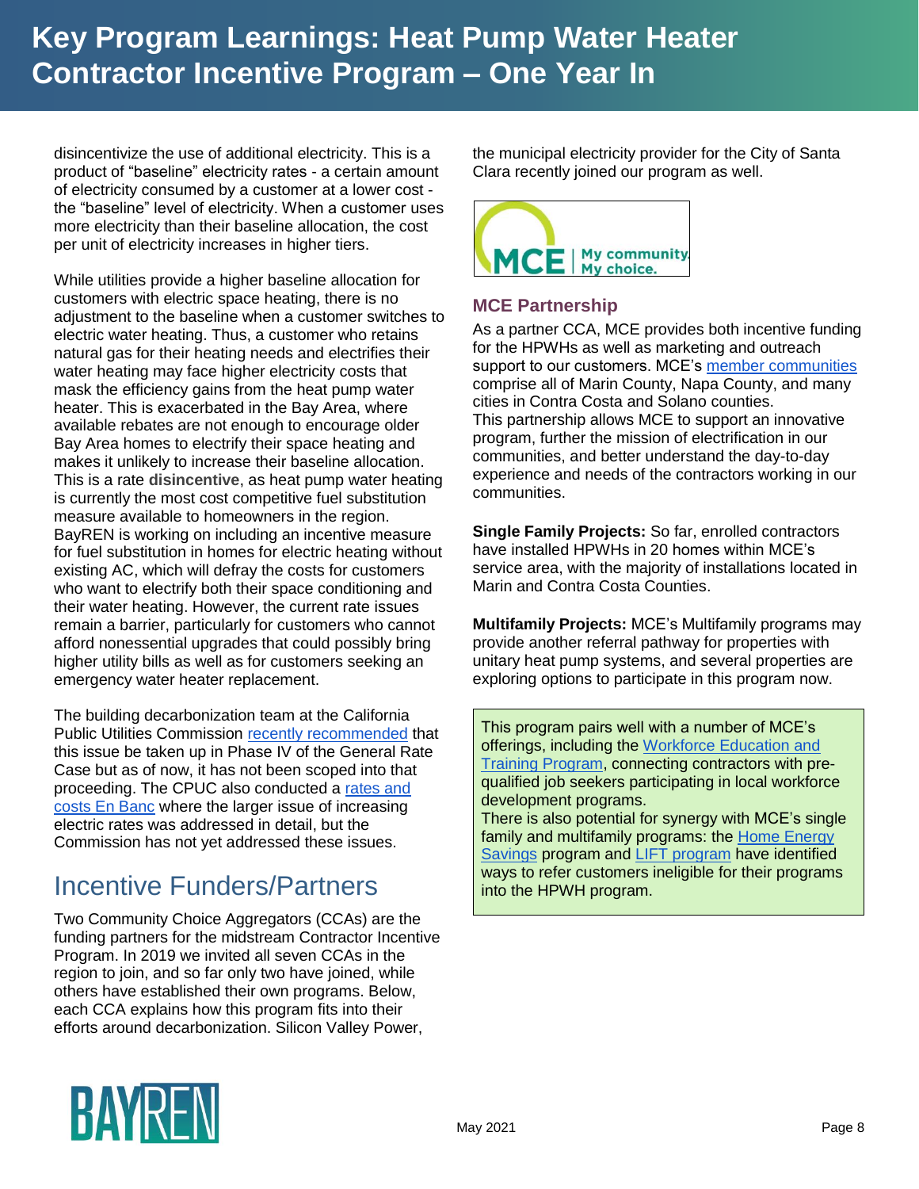disincentivize the use of additional electricity. This is a product of "baseline" electricity rates - a certain amount of electricity consumed by a customer at a lower cost - the "baseline" level of electricity. When a customer uses more electricity than their baseline allocation, the cost per unit of electricity increases in higher tiers.

While utilities provide a higher baseline allocation for customers with electric space heating, there is no adjustment to the baseline when a customer switches to electric water heating. Thus, a customer who retains natural gas for their heating needs and electrifies their water heating may face higher electricity costs that mask the efficiency gains from the heat pump water heater. This is exacerbated in the Bay Area, where available rebates are not enough to encourage older Bay Area homes to electrify their space heating and makes it unlikely to increase their baseline allocation. This is a rate **disincentive**, as heat pump water heating is currently the most cost competitive fuel substitution measure available to homeowners in the region. BayREN is working on including an incentive measure for fuel substitution in homes for electric heating without existing AC, which will defray the costs for customers who want to electrify both their space conditioning and their water heating. However, the current rate issues remain a barrier, particularly for customers who cannot afford nonessential upgrades that could possibly bring higher utility bills as well as for customers seeking an emergency water heater replacement.

The building decarbonization team at the California Public Utilities Commission recently recommended that this issue be taken up in Phase IV of the General Rate Case but as of now, it has not been scoped into that proceeding. The CPUC also conducted a rates and costs En Banc where the larger issue of increasing electric rates was addressed in detail, but the Commission has not yet addressed these issues.

## Incentive Funders/Partners

Two Community Choice Aggregators (CCAs) are the funding partners for the midstream Contractor Incentive Program. In 2019 we invited all seven CCAs in the region to join, and so far only two have joined, while others have established their own programs. Below, each CCA explains how this program fits into their efforts around decarbonization. Silicon Valley Power, the municipal electricity provider for the City of Santa Clara recently joined our program as well.

MCE | My community. My choice.

### MCE Partnership

As a partner CCA, MCE provides both incentive funding for the HPWHs as well as marketing and outreach support to our customers. MCE's member communities comprise all of Marin County, Napa County, and many cities in Contra Costa and Solano counties.
This partnership allows MCE to support an innovative program, further the mission of electrification in our communities, and better understand the day-to-day experience and needs of the contractors working in our communities.

**Single Family Projects:** So far, enrolled contractors have installed HPWHs in 20 homes within MCE's service area, with the majority of installations located in Marin and Contra Costa Counties.

**Multifamily Projects:** MCE's Multifamily programs may provide another referral pathway for properties with unitary heat pump systems, and several properties are exploring options to participate in this program now.

This program pairs well with a number of MCE's offerings, including the Workforce Education and Training Program, connecting contractors with pre-qualified job seekers participating in local workforce development programs.
There is also potential for synergy with MCE's single family and multifamily programs: the Home Energy Savings program and LIFT program have identified ways to refer customers ineligible for their programs into the HPWH program.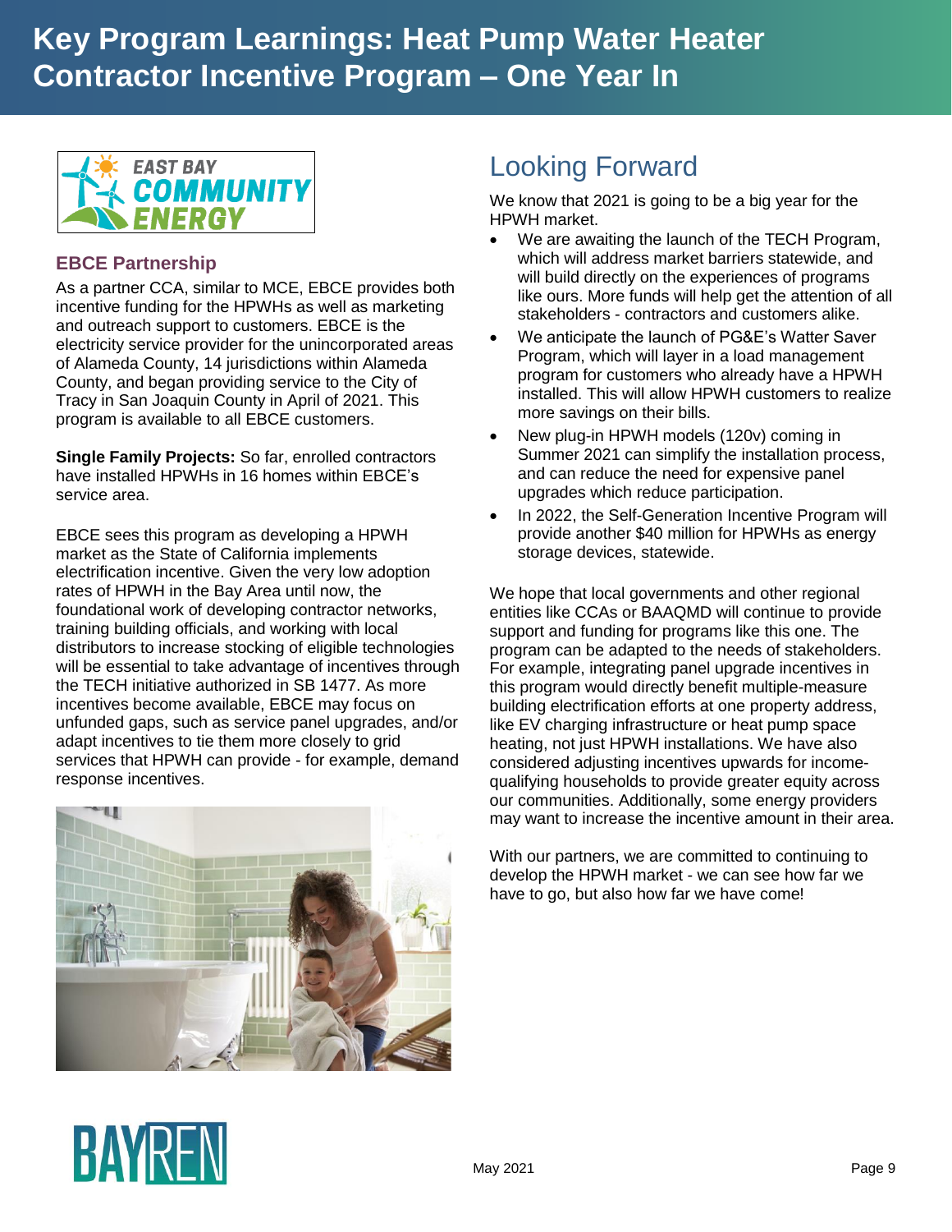# Key Program Learnings: Heat Pump Water Heater Contractor Incentive Program – One Year In

## EBCE Partnership

As a partner CCA, similar to MCE, EBCE provides both incentive funding for the HPWHs as well as marketing and outreach support to customers. EBCE is the electricity service provider for the unincorporated areas of Alameda County, 14 jurisdictions within Alameda County, and began providing service to the City of Tracy in San Joaquin County in April of 2021. This program is available to all EBCE customers.

**Single Family Projects:** So far, enrolled contractors have installed HPWHs in 16 homes within EBCE's service area.

EBCE sees this program as developing a HPWH market as the State of California implements electrification incentive. Given the very low adoption rates of HPWH in the Bay Area until now, the foundational work of developing contractor networks, training building officials, and working with local distributors to increase stocking of eligible technologies will be essential to take advantage of incentives through the TECH initiative authorized in SB 1477. As more incentives become available, EBCE may focus on unfunded gaps, such as service panel upgrades, and/or adapt incentives to tie them more closely to grid services that HPWH can provide - for example, demand response incentives.

# Looking Forward

We know that 2021 is going to be a big year for the HPWH market.

- We are awaiting the launch of the TECH Program, which will address market barriers statewide, and will build directly on the experiences of programs like ours. More funds will help get the attention of all stakeholders - contractors and customers alike.
- We anticipate the launch of PG&E's Watter Saver Program, which will layer in a load management program for customers who already have a HPWH installed. This will allow HPWH customers to realize more savings on their bills.
- New plug-in HPWH models (120v) coming in Summer 2021 can simplify the installation process, and can reduce the need for expensive panel upgrades which reduce participation.
- In 2022, the Self-Generation Incentive Program will provide another $40 million for HPWHs as energy storage devices, statewide.

We hope that local governments and other regional entities like CCAs or BAAQMD will continue to provide support and funding for programs like this one. The program can be adapted to the needs of stakeholders. For example, integrating panel upgrade incentives in this program would directly benefit multiple-measure building electrification efforts at one property address, like EV charging infrastructure or heat pump space heating, not just HPWH installations. We have also considered adjusting incentives upwards for income-qualifying households to provide greater equity across our communities. Additionally, some energy providers may want to increase the incentive amount in their area.

With our partners, we are committed to continuing to develop the HPWH market - we can see how far we have to go, but also how far we have come!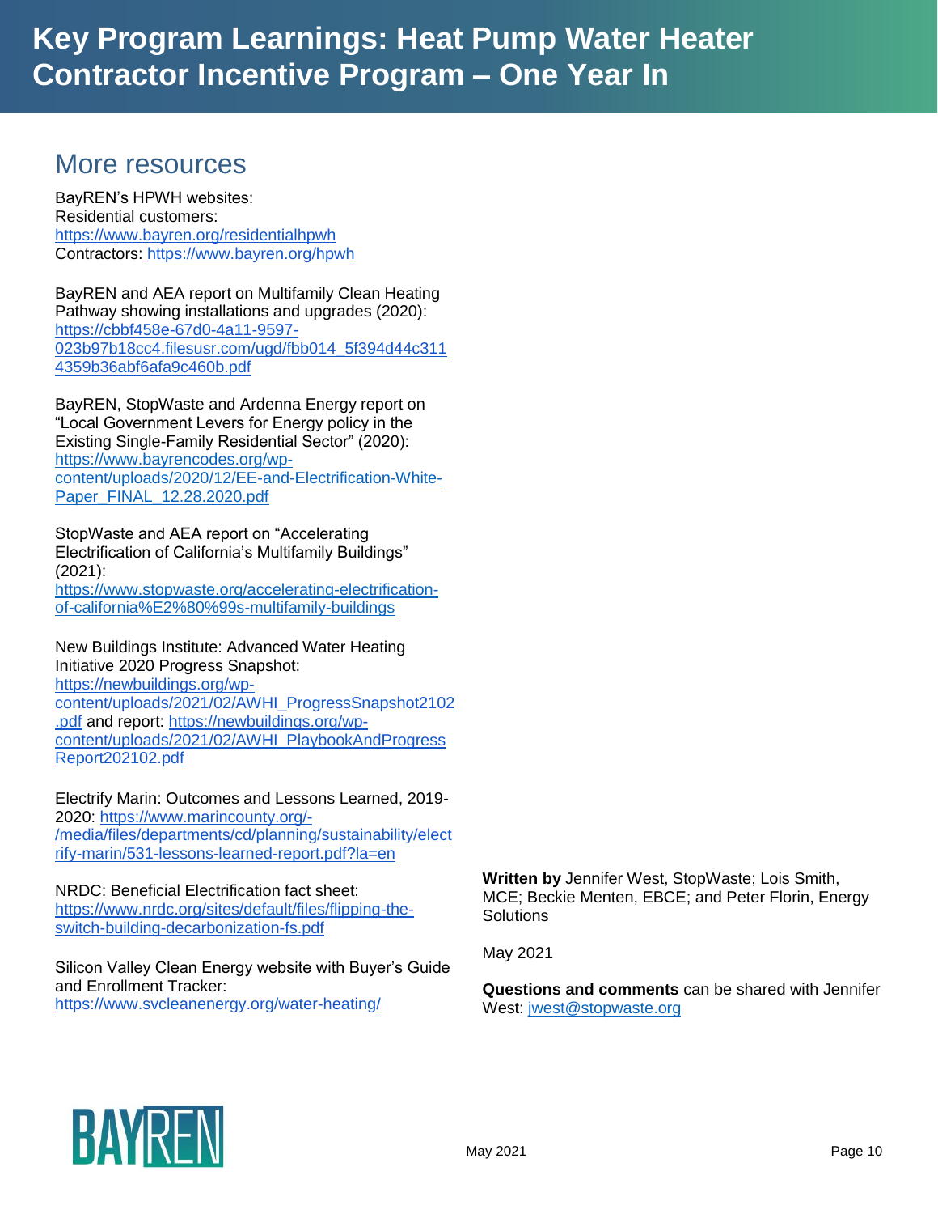# Key Program Learnings: Heat Pump Water Heater Contractor Incentive Program – One Year In

## More resources

BayREN's HPWH websites:
Residential customers: https://www.bayren.org/residentialhpwh
Contractors: https://www.bayren.org/hpwh

BayREN and AEA report on Multifamily Clean Heating Pathway showing installations and upgrades (2020): https://cbbf458e-67d0-4a11-9597-023b97b18cc4.filesusr.com/ugd/fbb014_5f394d44c3114359b36abf6afa9c460b.pdf

BayREN, StopWaste and Ardenna Energy report on "Local Government Levers for Energy policy in the Existing Single-Family Residential Sector" (2020): https://www.bayrencodes.org/wp-content/uploads/2020/12/EE-and-Electrification-White-Paper_FINAL_12.28.2020.pdf

StopWaste and AEA report on "Accelerating Electrification of California's Multifamily Buildings" (2021): https://www.stopwaste.org/accelerating-electrification-of-california%E2%80%99s-multifamily-buildings

New Buildings Institute: Advanced Water Heating Initiative 2020 Progress Snapshot: https://newbuildings.org/wp-content/uploads/2021/02/AWHI_ProgressSnapshot2102.pdf and report: https://newbuildings.org/wp-content/uploads/2021/02/AWHI_PlaybookAndProgressReport202102.pdf

Electrify Marin: Outcomes and Lessons Learned, 2019-2020: https://www.marincounty.org/-/media/files/departments/cd/planning/sustainability/electrify-marin/531-lessons-learned-report.pdf?la=en

NRDC: Beneficial Electrification fact sheet: https://www.nrdc.org/sites/default/files/flipping-the-switch-building-decarbonization-fs.pdf

Silicon Valley Clean Energy website with Buyer's Guide and Enrollment Tracker: https://www.svcleanenergy.org/water-heating/

**Written by** Jennifer West, StopWaste; Lois Smith, MCE; Beckie Menten, EBCE; and Peter Florin, Energy Solutions

May 2021

**Questions and comments** can be shared with Jennifer West: jwest@stopwaste.org